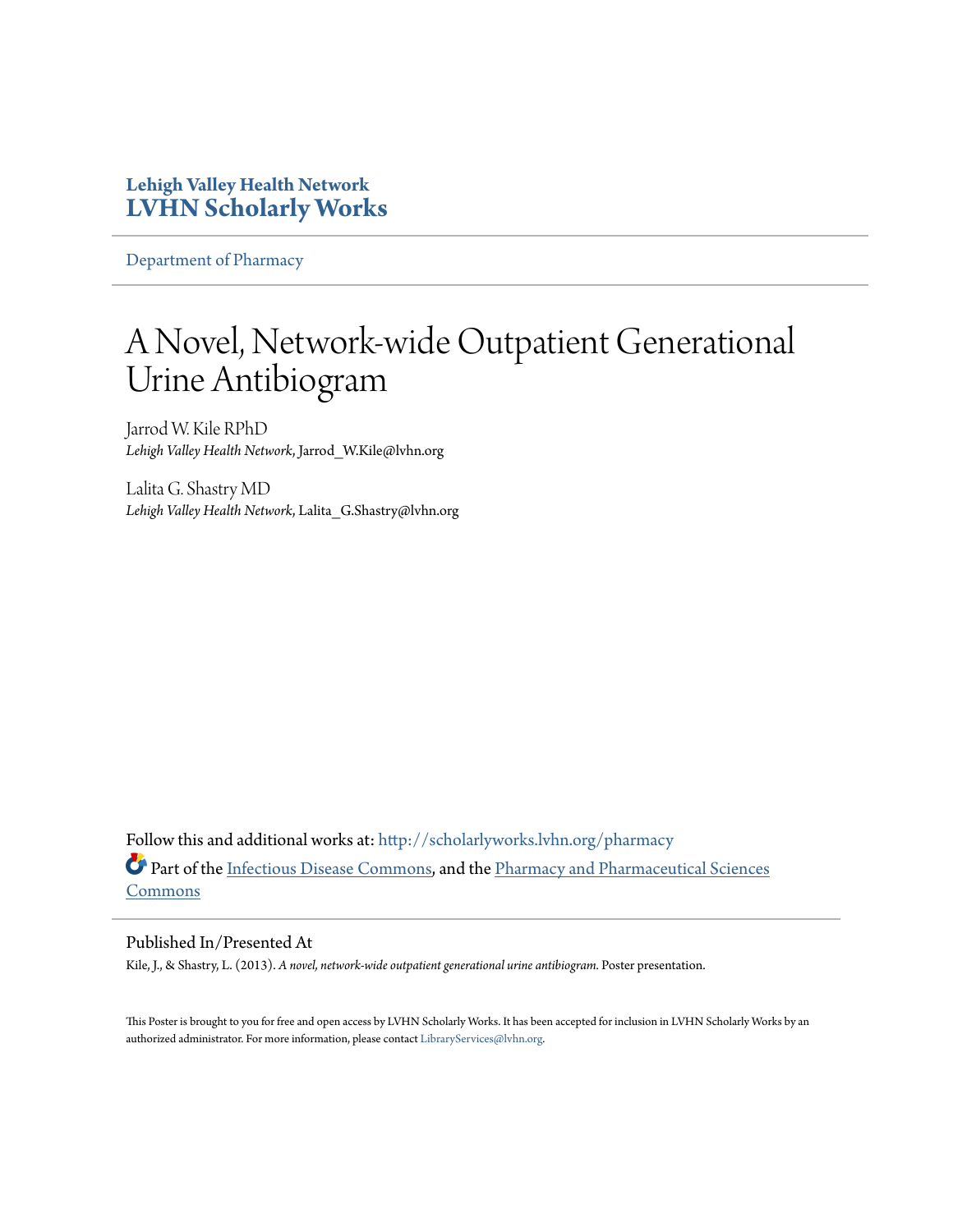**Lehigh Valley Health Network**
**LVHN Scholarly Works**

Department of Pharmacy

# A Novel, Network-wide Outpatient Generational Urine Antibiogram

Jarrod W. Kile RPhD
*Lehigh Valley Health Network*, Jarrod_W.Kile@lvhn.org

Lalita G. Shastry MD
*Lehigh Valley Health Network*, Lalita_G.Shastry@lvhn.org

Follow this and additional works at: http://scholarlyworks.lvhn.org/pharmacy

Part of the Infectious Disease Commons, and the Pharmacy and Pharmaceutical Sciences Commons

## Published In/Presented At

Kile, J., & Shastry, L. (2013). *A novel, network-wide outpatient generational urine antibiogram.* Poster presentation.

This Poster is brought to you for free and open access by LVHN Scholarly Works. It has been accepted for inclusion in LVHN Scholarly Works by an authorized administrator. For more information, please contact LibraryServices@lvhn.org.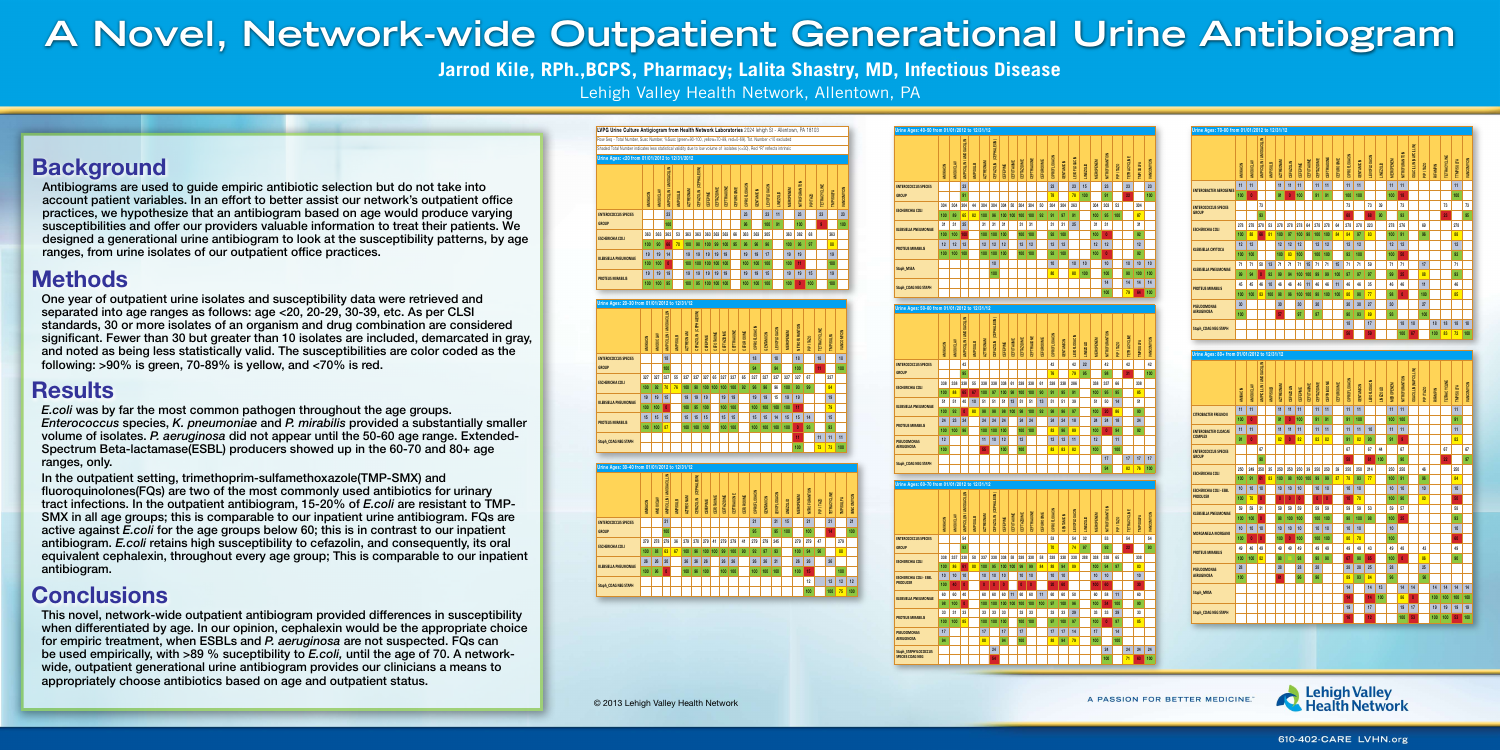# A Novel, Network-wide Outpatient Generational Urine Antibiogram

**Jarrod Kile, RPh.,BCPS, Pharmacy; Lalita Shastry, MD, Infectious Disease**

Lehigh Valley Health Network, Allentown, PA

## Background

Antibiograms are used to guide empiric antibiotic selection but do not take into account patient variables. In an effort to better assist our network's outpatient office practices, we hypothesize that an antibiogram based on age would produce varying susceptibilities and offer our providers valuable information to treat their patients. We designed a generational urine antibiogram to look at the susceptibility patterns, by age ranges, from urine isolates of our outpatient office practices.

## Methods

One year of outpatient urine isolates and susceptibility data were retrieved and separated into age ranges as follows: age <20, 20-29, 30-39, etc. As per CLSI standards, 30 or more isolates of an organism and drug combination are considered significant. Fewer than 30 but greater than 10 isolates are included, demarcated in gray, and noted as being less statistically valid. The susceptibilities are color coded as the following: >90% is green, 70-89% is yellow, and <70% is red.

## Results

*E.coli* was by far the most common pathogen throughout the age groups. *Enterococcus* species, *K. pneumoniae* and *P. mirabilis* provided a substantially smaller volume of isolates. *P. aeruginosa* did not appear until the 50-60 age range. Extended-Spectrum Beta-lactamase(ESBL) producers showed up in the 60-70 and 80+ age ranges, only.

In the outpatient setting, trimethoprim-sulfamethoxazole(TMP-SMX) and fluoroquinolones(FQs) are two of the most commonly used antibiotics for urinary tract infections. In the outpatient antibiogram, 15-20% of *E.coli* are resistant to TMP-SMX in all age groups; this is comparable to our inpatient urine antibiogram. FQs are active against *E.coli* for the age groups below 60; this is in contrast to our inpatient antibiogram. *E.coli* retains high susceptibility to cefazolin, and consequently, its oral equivalent cephalexin, throughout every age group; This is comparable to our inpatient antibiogram.

## Conclusions

This novel, network-wide outpatient antibiogram provided differences in susceptibility when differentiated by age. In our opinion, cephalexin would be the appropriate choice for empiric treatment, when ESBLs and *P. aeruginosa* are not suspected. FQs can be used empirically, with >89 % suceptibility to *E.coli,* until the age of 70. A network-wide, outpatient generational urine antibiogram provides our clinicians a means to appropriately choose antibiotics based on age and outpatient status.

LVPG Urine Culture Antibiogram from Health Network Laboratories 2012 ( Lehigh SS - Allentown, PA 18103)

Urine Ages: <20 from 01/01/2012 to 12/31/12

Urine Ages: 20-30 from 01/01/2012 to 12/31/12

Urine Ages: 30-40 from 01/01/2012 to 12/31/12

Urine Ages: 40-50 from 01/01/2012 to 12/31/12

Urine Ages: 50-60 from 01/01/2012 to 12/31/12

Urine Ages: 60-70 from 01/01/2012 to 12/31/12

Urine Ages: 70-80 from 01/01/2012 to 12/31/12

Urine Ages: 80+ from 01/01/2012 to 12/31/12

© 2013 Lehigh Valley Health Network

A PASSION FOR BETTER MEDICINE.™

Lehigh Valley Health Network

610-402-CARE LVHN.org